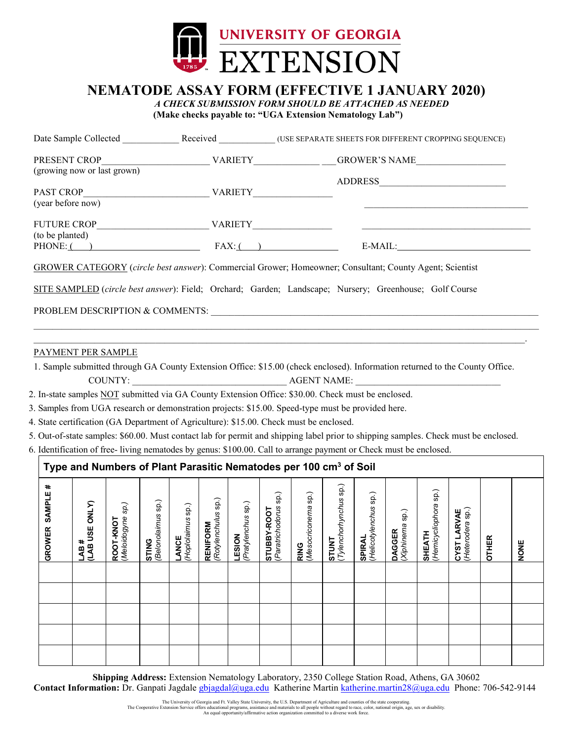UNIVERSITY OF GEORGIA
EXTENSION

# NEMATODE ASSAY FORM (EFFECTIVE 1 JANUARY 2020)

*A CHECK SUBMISSION FORM SHOULD BE ATTACHED AS NEEDED*

**(Make checks payable to: "UGA Extension Nematology Lab")**

Date Sample Collected ____________ Received ____________ (USE SEPARATE SHEETS FOR DIFFERENT CROPPING SEQUENCE)

PRESENT CROP______________________ VARIETY______________ ___GROWER'S NAME___________________
(growing now or last grown)

ADDRESS__________________________

PAST CROP__________________________ VARIETY________________
(year before now)

__________________________________

FUTURE CROP_______________________ VARIETY________________
(to be planted)

__________________________________

PHONE: (___) ______________________ FAX: (___) ________________ E-MAIL:___________________________

GROWER CATEGORY (*circle best answer*): Commercial Grower; Homeowner; Consultant; County Agent; Scientist

SITE SAMPLED (*circle best answer*): Field; Orchard; Garden; Landscape; Nursery; Greenhouse; Golf Course

PROBLEM DESCRIPTION & COMMENTS: ___________________________________________________________________

_________________________________________________________________________________________________

_________________________________________________________________________________________________.

PAYMENT PER SAMPLE

1. Sample submitted through GA County Extension Office: $15.00 (check enclosed). Information returned to the County Office.
   COUNTY: ________________________________ AGENT NAME: ______________________________
2. In-state samples NOT submitted via GA County Extension Office: $30.00. Check must be enclosed.
3. Samples from UGA research or demonstration projects: $15.00. Speed-type must be provided here.
4. State certification (GA Department of Agriculture): $15.00. Check must be enclosed.
5. Out-of-state samples: $60.00. Must contact lab for permit and shipping label prior to shipping samples. Check must be enclosed.
6. Identification of free- living nematodes by genus: $100.00. Call to arrange payment or Check must be enclosed.

**Type and Numbers of Plant Parasitic Nematodes per 100 cm$^3$ of Soil**

| GROWER SAMPLE # | LAB # (LAB USE ONLY) | ROOT-KNOT (*Meloidogyne sp.*) | STING (*Belonolaimus sp.*) | LANCE (*Hoplolaimus sp.*) | RENIFORM (*Rotylenchulus sp.*) | LESION (*Pratylenchus sp.*) | STUBBY-ROOT (*Paratrichodorus sp.*) | RING (*Mesocriconema sp.*) | STUNT (*Tylenchorhynchus sp.*) | SPIRAL (*Helicotylenchus sp.*) | DAGGER (*Xiphinema sp.*) | SHEATH (*Hemicycliophora sp.*) | CYST LARVAE (*Heterodera sp.*) | OTHER | NONE |
|---|---|---|---|---|---|---|---|---|---|---|---|---|---|---|---|
| | | | | | | | | | | | | | | | |
| | | | | | | | | | | | | | | | |
| | | | | | | | | | | | | | | | |
| | | | | | | | | | | | | | | | |
| | | | | | | | | | | | | | | | |

**Shipping Address:** Extension Nematology Laboratory, 2350 College Station Road, Athens, GA 30602
**Contact Information:** Dr. Ganpati Jagdale gbjagdal@uga.edu Katherine Martin katherine.martin28@uga.edu Phone: 706-542-9144

The University of Georgia and Ft. Valley State University, the U.S. Department of Agriculture and counties of the state cooperating.
The Cooperative Extension Service offers educational programs, assistance and materials to all people without regard to race, color, national origin, age, sex or disability.
An equal opportunity/affirmative action organization committed to a diverse work force.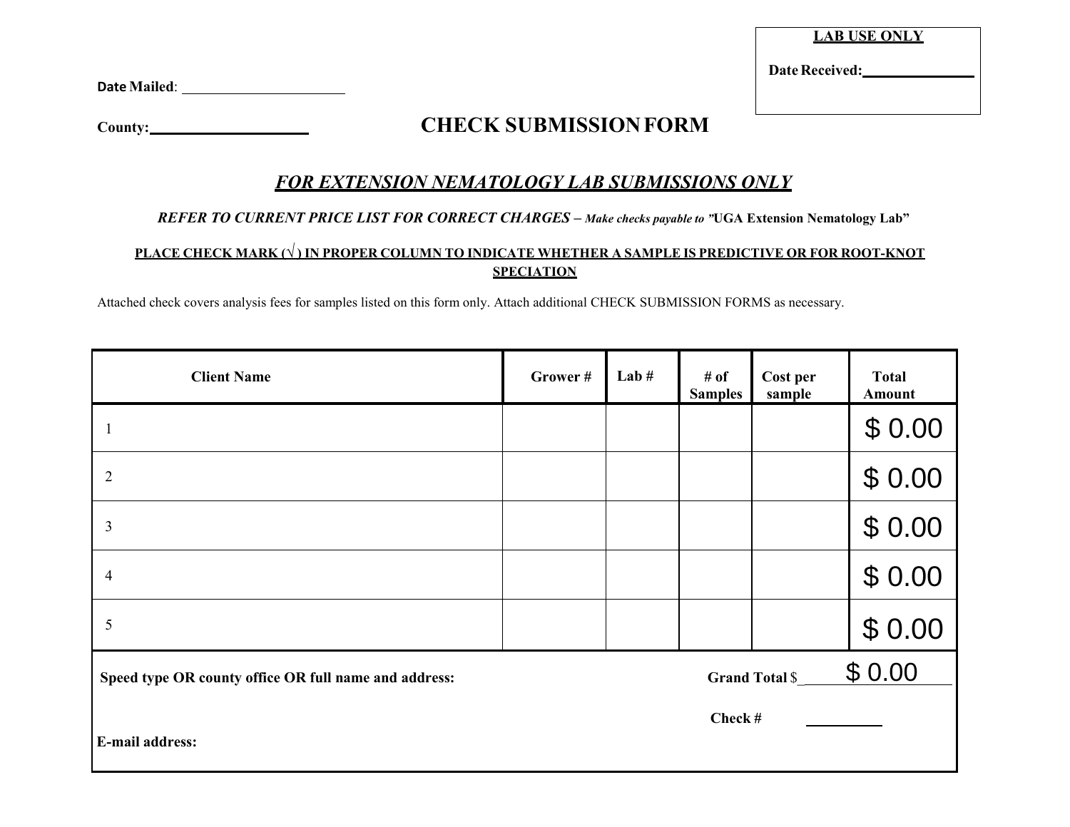**LAB USE ONLY**

**Date Received:** ______________

**Date Mailed**: ______________________

**County:** ____________________

# CHECK SUBMISSION FORM

## *FOR EXTENSION NEMATOLOGY LAB SUBMISSIONS ONLY*

***REFER TO CURRENT PRICE LIST FOR CORRECT CHARGES –*** *Make checks payable to* **"UGA Extension Nematology Lab"**

**PLACE CHECK MARK (√) IN PROPER COLUMN TO INDICATE WHETHER A SAMPLE IS PREDICTIVE OR FOR ROOT-KNOT SPECIATION**

Attached check covers analysis fees for samples listed on this form only. Attach additional CHECK SUBMISSION FORMS as necessary.

| Client Name | Grower # | Lab # | # of Samples | Cost per sample | Total Amount |
|---|---|---|---|---|---|
| 1 | | | | | $ 0.00 |
| 2 | | | | | $ 0.00 |
| 3 | | | | | $ 0.00 |
| 4 | | | | | $ 0.00 |
| 5 | | | | | $ 0.00 |

**Speed type OR county office OR full name and address:**

**Grand Total** $ $ 0.00

**Check #** __________

**E-mail address:**